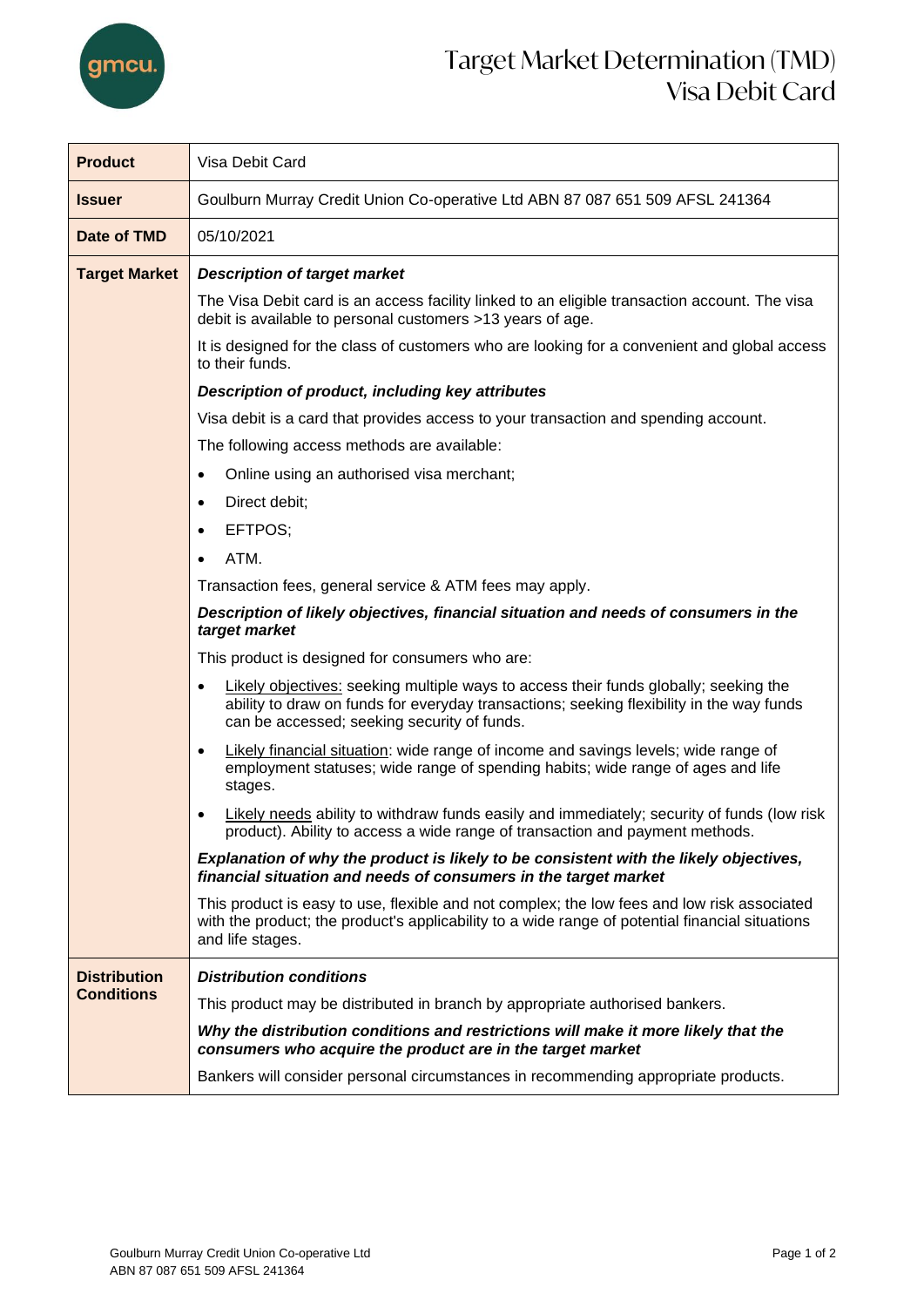# Target Market Determination (TMD) Visa Debit Card

| | |
|---|---|
| **Product** | Visa Debit Card |
| **Issuer** | Goulburn Murray Credit Union Co-operative Ltd ABN 87 087 651 509 AFSL 241364 |
| **Date of TMD** | 05/10/2021 |
| **Target Market** | ***Description of target market***<br><br>The Visa Debit card is an access facility linked to an eligible transaction account. The visa debit is available to personal customers >13 years of age.<br><br>It is designed for the class of customers who are looking for a convenient and global access to their funds.<br><br>***Description of product, including key attributes***<br><br>Visa debit is a card that provides access to your transaction and spending account.<br><br>The following access methods are available:<br><br>• Online using an authorised visa merchant;<br>• Direct debit;<br>• EFTPOS;<br>• ATM.<br><br>Transaction fees, general service & ATM fees may apply.<br><br>***Description of likely objectives, financial situation and needs of consumers in the target market***<br><br>This product is designed for consumers who are:<br><br>• Likely objectives: seeking multiple ways to access their funds globally; seeking the ability to draw on funds for everyday transactions; seeking flexibility in the way funds can be accessed; seeking security of funds.<br>• Likely financial situation: wide range of income and savings levels; wide range of employment statuses; wide range of spending habits; wide range of ages and life stages.<br>• Likely needs ability to withdraw funds easily and immediately; security of funds (low risk product). Ability to access a wide range of transaction and payment methods.<br><br>***Explanation of why the product is likely to be consistent with the likely objectives, financial situation and needs of consumers in the target market***<br><br>This product is easy to use, flexible and not complex; the low fees and low risk associated with the product; the product's applicability to a wide range of potential financial situations and life stages. |
| **Distribution Conditions** | ***Distribution conditions***<br><br>This product may be distributed in branch by appropriate authorised bankers.<br><br>***Why the distribution conditions and restrictions will make it more likely that the consumers who acquire the product are in the target market***<br><br>Bankers will consider personal circumstances in recommending appropriate products. |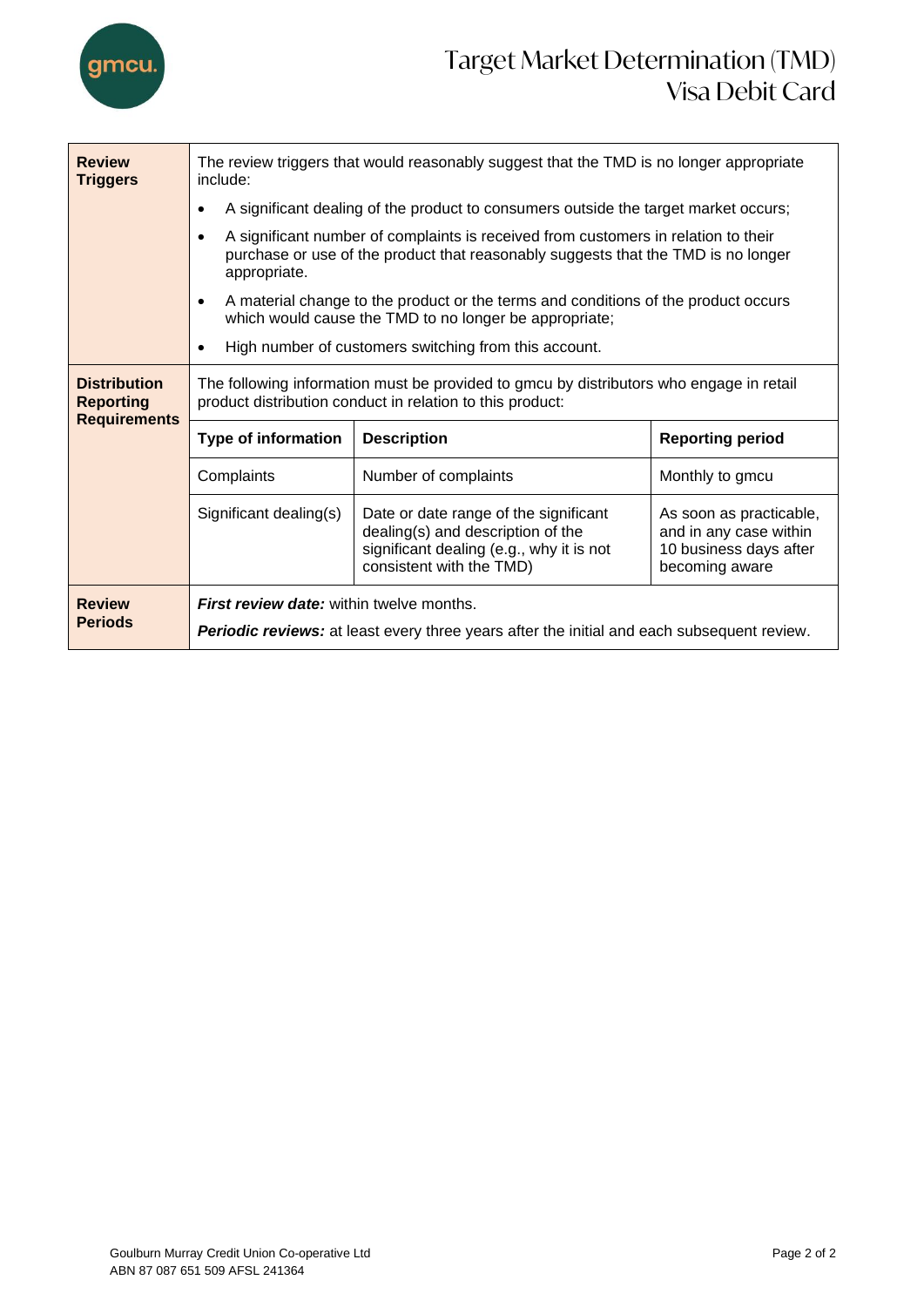# Target Market Determination (TMD) Visa Debit Card

| | |
|---|---|
| **Review Triggers** | The review triggers that would reasonably suggest that the TMD is no longer appropriate include:<br>• A significant dealing of the product to consumers outside the target market occurs;<br>• A significant number of complaints is received from customers in relation to their purchase or use of the product that reasonably suggests that the TMD is no longer appropriate.<br>• A material change to the product or the terms and conditions of the product occurs which would cause the TMD to no longer be appropriate;<br>• High number of customers switching from this account. |
| **Distribution Reporting Requirements** | The following information must be provided to gmcu by distributors who engage in retail product distribution conduct in relation to this product: |

| Type of information | Description | Reporting period |
|---|---|---|
| Complaints | Number of complaints | Monthly to gmcu |
| Significant dealing(s) | Date or date range of the significant dealing(s) and description of the significant dealing (e.g., why it is not consistent with the TMD) | As soon as practicable, and in any case within 10 business days after becoming aware |

| | |
|---|---|
| **Review Periods** | ***First review date:*** within twelve months.<br>***Periodic reviews:*** at least every three years after the initial and each subsequent review. |

Goulburn Murray Credit Union Co-operative Ltd
ABN 87 087 651 509 AFSL 241364